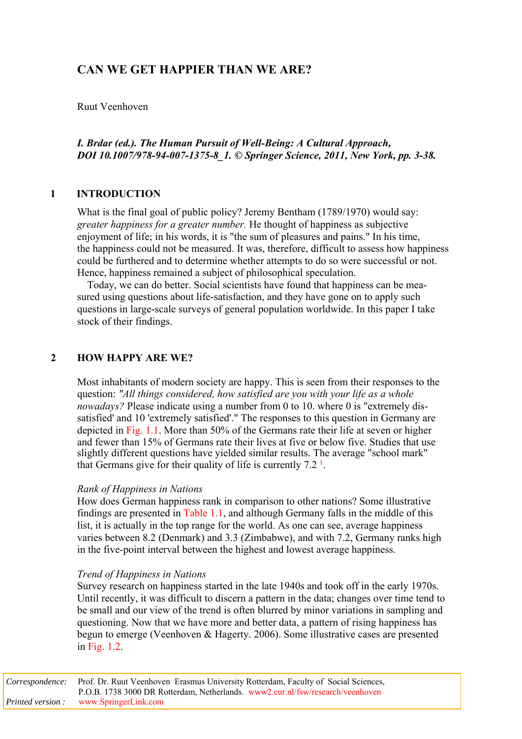# CAN WE GET HAPPIER THAN WE ARE?

Ruut Veenhoven

***I. Brdar (ed.). The Human Pursuit of Well-Being: A Cultural Approach, DOI 10.1007/978-94-007-1375-8_1. © Springer Science, 2011, New York, pp. 3-38.***

## 1 INTRODUCTION

What is the final goal of public policy? Jeremy Bentham (1789/1970) would say: *greater happiness for a greater number.* He thought of happiness as subjective enjoyment of life; in his words, it is "the sum of pleasures and pains." In his time, the happiness could not be measured. It was, therefore, difficult to assess how happiness could be furthered and to determine whether attempts to do so were successful or not. Hence, happiness remained a subject of philosophical speculation.

Today, we can do better. Social scientists have found that happiness can be measured using questions about life-satisfaction, and they have gone on to apply such questions in large-scale surveys of general population worldwide. In this paper I take stock of their findings.

## 2 HOW HAPPY ARE WE?

Most inhabitants of modern society are happy. This is seen from their responses to the question: *"All things considered, how satisfied are you with your life as a whole nowadays?* Please indicate using a number from 0 to 10. where 0 is "extremely dissatisfied' and 10 'extremely satisfied'." The responses to this question in Germany are depicted in Fig. 1.1. More than 50% of the Germans rate their life at seven or higher and fewer than 15% of Germans rate their lives at five or below five. Studies that use slightly different questions have yielded similar results. The average "school mark" that Germans give for their quality of life is currently 7.2 [1].

*Rank of Happiness in Nations*

How does German happiness rank in comparison to other nations? Some illustrative findings are presented in Table 1.1, and although Germany falls in the middle of this list, it is actually in the top range for the world. As one can see, average happiness varies between 8.2 (Denmark) and 3.3 (Zimbabwe), and with 7.2, Germany ranks high in the five-point interval between the highest and lowest average happiness.

*Trend of Happiness in Nations*

Survey research on happiness started in the late 1940s and took off in the early 1970s. Until recently, it was difficult to discern a pattern in the data; changes over time tend to be small and our view of the trend is often blurred by minor variations in sampling and questioning. Now that we have more and better data, a pattern of rising happiness has begun to emerge (Veenhoven & Hagerty. 2006). Some illustrative cases are presented in Fig. 1.2.

*Correspondence:* Prof. Dr. Ruut Veenhoven Erasmus University Rotterdam, Faculty of Social Sciences, P.O.B. 1738 3000 DR Rotterdam, Netherlands. www2.eur.nl/fsw/research/veenhoven
*Printed version :* www.SpringerLink.com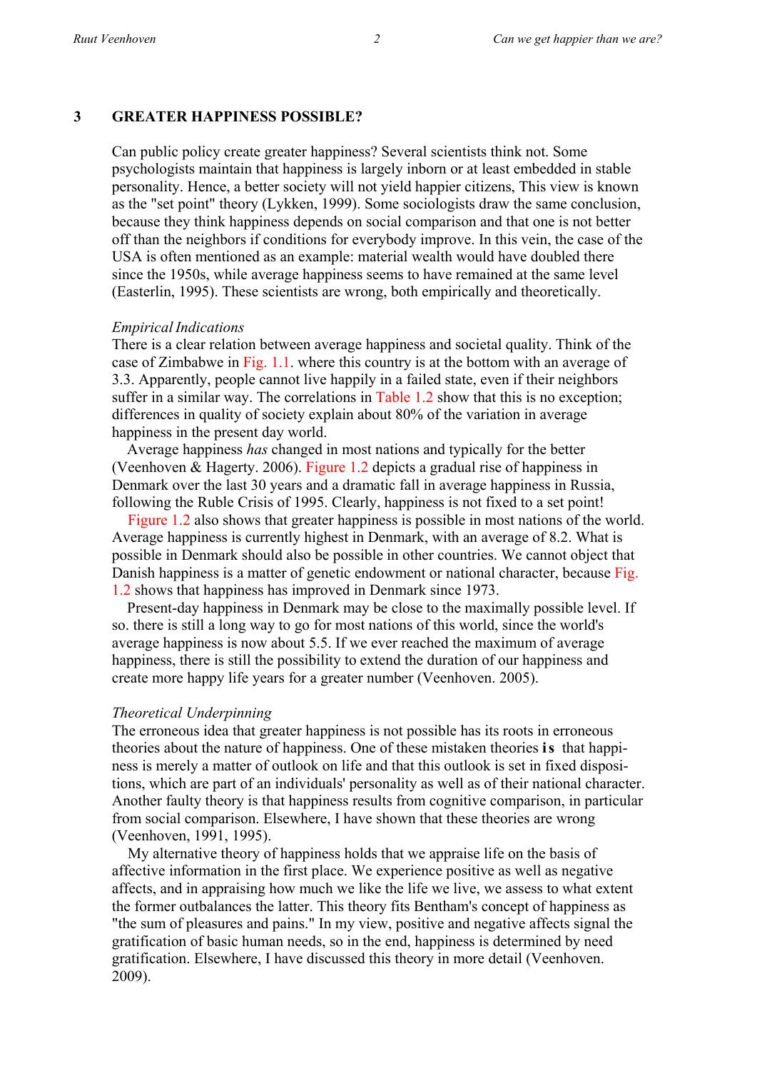## 3 GREATER HAPPINESS POSSIBLE?

Can public policy create greater happiness? Several scientists think not. Some psychologists maintain that happiness is largely inborn or at least embedded in stable personality. Hence, a better society will not yield happier citizens, This view is known as the "set point" theory (Lykken, 1999). Some sociologists draw the same conclusion, because they think happiness depends on social comparison and that one is not better off than the neighbors if conditions for everybody improve. In this vein, the case of the USA is often mentioned as an example: material wealth would have doubled there since the 1950s, while average happiness seems to have remained at the same level (Easterlin, 1995). These scientists are wrong, both empirically and theoretically.

*Empirical Indications*

There is a clear relation between average happiness and societal quality. Think of the case of Zimbabwe in Fig. 1.1. where this country is at the bottom with an average of 3.3. Apparently, people cannot live happily in a failed state, even if their neighbors suffer in a similar way. The correlations in Table 1.2 show that this is no exception; differences in quality of society explain about 80% of the variation in average happiness in the present day world.

Average happiness *has* changed in most nations and typically for the better (Veenhoven & Hagerty. 2006). Figure 1.2 depicts a gradual rise of happiness in Denmark over the last 30 years and a dramatic fall in average happiness in Russia, following the Ruble Crisis of 1995. Clearly, happiness is not fixed to a set point!

Figure 1.2 also shows that greater happiness is possible in most nations of the world. Average happiness is currently highest in Denmark, with an average of 8.2. What is possible in Denmark should also be possible in other countries. We cannot object that Danish happiness is a matter of genetic endowment or national character, because Fig. 1.2 shows that happiness has improved in Denmark since 1973.

Present-day happiness in Denmark may be close to the maximally possible level. If so. there is still a long way to go for most nations of this world, since the world's average happiness is now about 5.5. If we ever reached the maximum of average happiness, there is still the possibility to extend the duration of our happiness and create more happy life years for a greater number (Veenhoven. 2005).

*Theoretical Underpinning*

The erroneous idea that greater happiness is not possible has its roots in erroneous theories about the nature of happiness. One of these mistaken theories **is** that happiness is merely a matter of outlook on life and that this outlook is set in fixed dispositions, which are part of an individuals' personality as well as of their national character. Another faulty theory is that happiness results from cognitive comparison, in particular from social comparison. Elsewhere, I have shown that these theories are wrong (Veenhoven, 1991, 1995).

My alternative theory of happiness holds that we appraise life on the basis of affective information in the first place. We experience positive as well as negative affects, and in appraising how much we like the life we live, we assess to what extent the former outbalances the latter. This theory fits Bentham's concept of happiness as "the sum of pleasures and pains." In my view, positive and negative affects signal the gratification of basic human needs, so in the end, happiness is determined by need gratification. Elsewhere, I have discussed this theory in more detail (Veenhoven. 2009).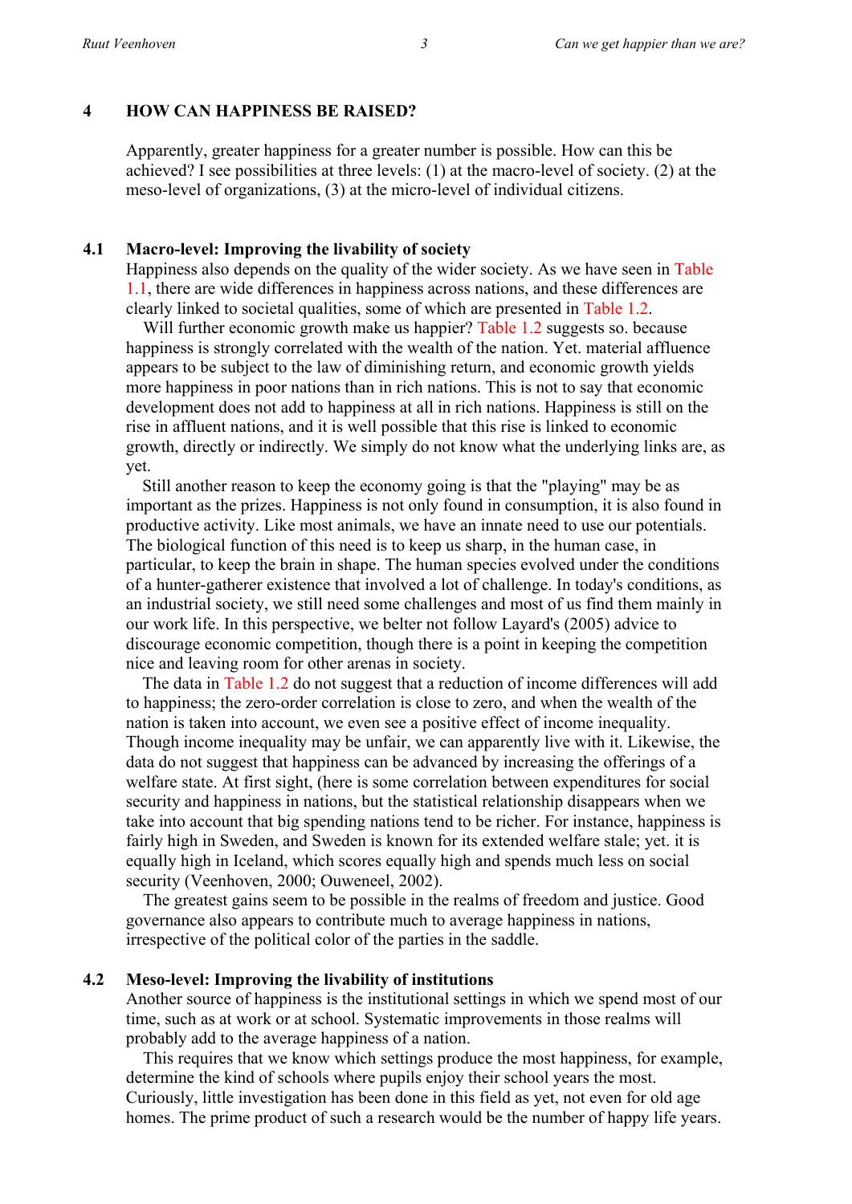## 4 HOW CAN HAPPINESS BE RAISED?

Apparently, greater happiness for a greater number is possible. How can this be achieved? I see possibilities at three levels: (1) at the macro-level of society. (2) at the meso-level of organizations, (3) at the micro-level of individual citizens.

### 4.1 Macro-level: Improving the livability of society

Happiness also depends on the quality of the wider society. As we have seen in Table 1.1, there are wide differences in happiness across nations, and these differences are clearly linked to societal qualities, some of which are presented in Table 1.2.

Will further economic growth make us happier? Table 1.2 suggests so. because happiness is strongly correlated with the wealth of the nation. Yet. material affluence appears to be subject to the law of diminishing return, and economic growth yields more happiness in poor nations than in rich nations. This is not to say that economic development does not add to happiness at all in rich nations. Happiness is still on the rise in affluent nations, and it is well possible that this rise is linked to economic growth, directly or indirectly. We simply do not know what the underlying links are, as yet.

Still another reason to keep the economy going is that the "playing" may be as important as the prizes. Happiness is not only found in consumption, it is also found in productive activity. Like most animals, we have an innate need to use our potentials. The biological function of this need is to keep us sharp, in the human case, in particular, to keep the brain in shape. The human species evolved under the conditions of a hunter-gatherer existence that involved a lot of challenge. In today's conditions, as an industrial society, we still need some challenges and most of us find them mainly in our work life. In this perspective, we belter not follow Layard's (2005) advice to discourage economic competition, though there is a point in keeping the competition nice and leaving room for other arenas in society.

The data in Table 1.2 do not suggest that a reduction of income differences will add to happiness; the zero-order correlation is close to zero, and when the wealth of the nation is taken into account, we even see a positive effect of income inequality. Though income inequality may be unfair, we can apparently live with it. Likewise, the data do not suggest that happiness can be advanced by increasing the offerings of a welfare state. At first sight, (here is some correlation between expenditures for social security and happiness in nations, but the statistical relationship disappears when we take into account that big spending nations tend to be richer. For instance, happiness is fairly high in Sweden, and Sweden is known for its extended welfare stale; yet. it is equally high in Iceland, which scores equally high and spends much less on social security (Veenhoven, 2000; Ouweneel, 2002).

The greatest gains seem to be possible in the realms of freedom and justice. Good governance also appears to contribute much to average happiness in nations, irrespective of the political color of the parties in the saddle.

### 4.2 Meso-level: Improving the livability of institutions

Another source of happiness is the institutional settings in which we spend most of our time, such as at work or at school. Systematic improvements in those realms will probably add to the average happiness of a nation.

This requires that we know which settings produce the most happiness, for example, determine the kind of schools where pupils enjoy their school years the most. Curiously, little investigation has been done in this field as yet, not even for old age homes. The prime product of such a research would be the number of happy life years.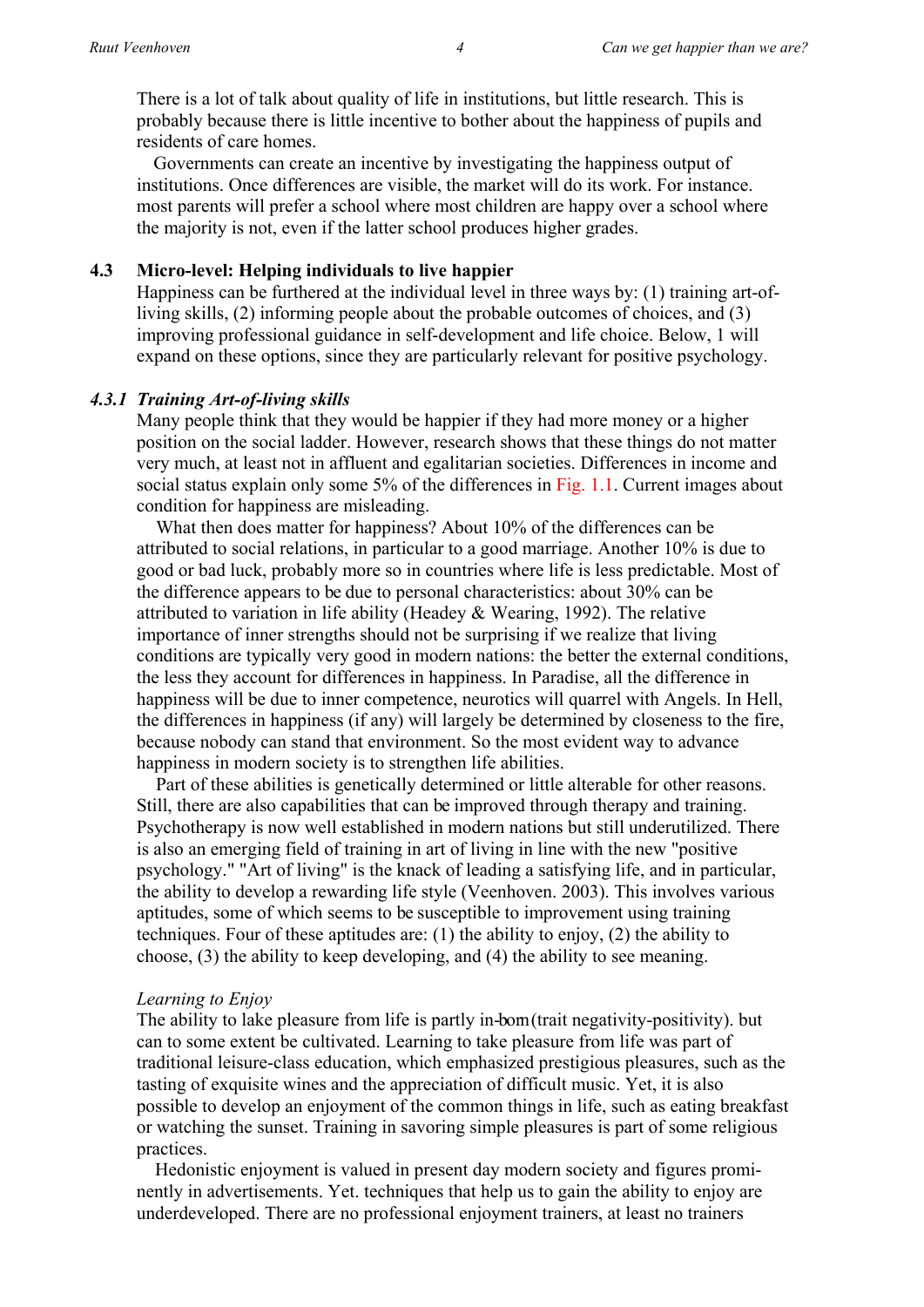There is a lot of talk about quality of life in institutions, but little research. This is probably because there is little incentive to bother about the happiness of pupils and residents of care homes.

Governments can create an incentive by investigating the happiness output of institutions. Once differences are visible, the market will do its work. For instance. most parents will prefer a school where most children are happy over a school where the majority is not, even if the latter school produces higher grades.

## 4.3 Micro-level: Helping individuals to live happier

Happiness can be furthered at the individual level in three ways by: (1) training art-of-living skills, (2) informing people about the probable outcomes of choices, and (3) improving professional guidance in self-development and life choice. Below, 1 will expand on these options, since they are particularly relevant for positive psychology.

### *4.3.1 Training Art-of-living skills*

Many people think that they would be happier if they had more money or a higher position on the social ladder. However, research shows that these things do not matter very much, at least not in affluent and egalitarian societies. Differences in income and social status explain only some 5% of the differences in Fig. 1.1. Current images about condition for happiness are misleading.

What then does matter for happiness? About 10% of the differences can be attributed to social relations, in particular to a good marriage. Another 10% is due to good or bad luck, probably more so in countries where life is less predictable. Most of the difference appears to be due to personal characteristics: about 30% can be attributed to variation in life ability (Headey & Wearing, 1992). The relative importance of inner strengths should not be surprising if we realize that living conditions are typically very good in modern nations: the better the external conditions, the less they account for differences in happiness. In Paradise, all the difference in happiness will be due to inner competence, neurotics will quarrel with Angels. In Hell, the differences in happiness (if any) will largely be determined by closeness to the fire, because nobody can stand that environment. So the most evident way to advance happiness in modern society is to strengthen life abilities.

Part of these abilities is genetically determined or little alterable for other reasons. Still, there are also capabilities that can be improved through therapy and training. Psychotherapy is now well established in modern nations but still underutilized. There is also an emerging field of training in art of living in line with the new "positive psychology." "Art of living" is the knack of leading a satisfying life, and in particular, the ability to develop a rewarding life style (Veenhoven. 2003). This involves various aptitudes, some of which seems to be susceptible to improvement using training techniques. Four of these aptitudes are: (1) the ability to enjoy, (2) the ability to choose, (3) the ability to keep developing, and (4) the ability to see meaning.

*Learning to Enjoy*

The ability to lake pleasure from life is partly in-born (trait negativity-positivity). but can to some extent be cultivated. Learning to take pleasure from life was part of traditional leisure-class education, which emphasized prestigious pleasures, such as the tasting of exquisite wines and the appreciation of difficult music. Yet, it is also possible to develop an enjoyment of the common things in life, such as eating breakfast or watching the sunset. Training in savoring simple pleasures is part of some religious practices.

Hedonistic enjoyment is valued in present day modern society and figures prominently in advertisements. Yet. techniques that help us to gain the ability to enjoy are underdeveloped. There are no professional enjoyment trainers, at least no trainers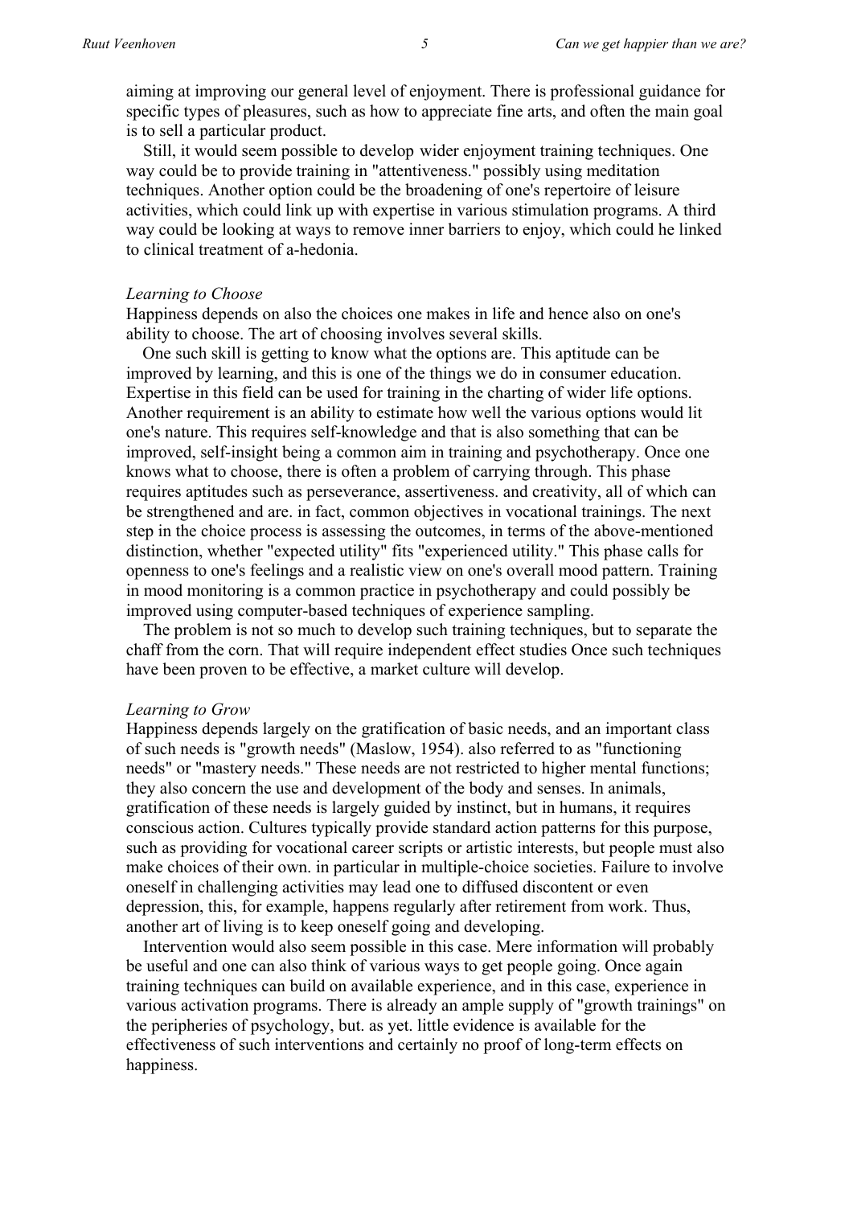aiming at improving our general level of enjoyment. There is professional guidance for specific types of pleasures, such as how to appreciate fine arts, and often the main goal is to sell a particular product.

Still, it would seem possible to develop wider enjoyment training techniques. One way could be to provide training in "attentiveness." possibly using meditation techniques. Another option could be the broadening of one's repertoire of leisure activities, which could link up with expertise in various stimulation programs. A third way could be looking at ways to remove inner barriers to enjoy, which could he linked to clinical treatment of a-hedonia.

*Learning to Choose*

Happiness depends on also the choices one makes in life and hence also on one's ability to choose. The art of choosing involves several skills.

One such skill is getting to know what the options are. This aptitude can be improved by learning, and this is one of the things we do in consumer education. Expertise in this field can be used for training in the charting of wider life options. Another requirement is an ability to estimate how well the various options would lit one's nature. This requires self-knowledge and that is also something that can be improved, self-insight being a common aim in training and psychotherapy. Once one knows what to choose, there is often a problem of carrying through. This phase requires aptitudes such as perseverance, assertiveness. and creativity, all of which can be strengthened and are. in fact, common objectives in vocational trainings. The next step in the choice process is assessing the outcomes, in terms of the above-mentioned distinction, whether "expected utility" fits "experienced utility." This phase calls for openness to one's feelings and a realistic view on one's overall mood pattern. Training in mood monitoring is a common practice in psychotherapy and could possibly be improved using computer-based techniques of experience sampling.

The problem is not so much to develop such training techniques, but to separate the chaff from the corn. That will require independent effect studies Once such techniques have been proven to be effective, a market culture will develop.

*Learning to Grow*

Happiness depends largely on the gratification of basic needs, and an important class of such needs is "growth needs" (Maslow, 1954). also referred to as "functioning needs" or "mastery needs." These needs are not restricted to higher mental functions; they also concern the use and development of the body and senses. In animals, gratification of these needs is largely guided by instinct, but in humans, it requires conscious action. Cultures typically provide standard action patterns for this purpose, such as providing for vocational career scripts or artistic interests, but people must also make choices of their own. in particular in multiple-choice societies. Failure to involve oneself in challenging activities may lead one to diffused discontent or even depression, this, for example, happens regularly after retirement from work. Thus, another art of living is to keep oneself going and developing.

Intervention would also seem possible in this case. Mere information will probably be useful and one can also think of various ways to get people going. Once again training techniques can build on available experience, and in this case, experience in various activation programs. There is already an ample supply of "growth trainings" on the peripheries of psychology, but. as yet. little evidence is available for the effectiveness of such interventions and certainly no proof of long-term effects on happiness.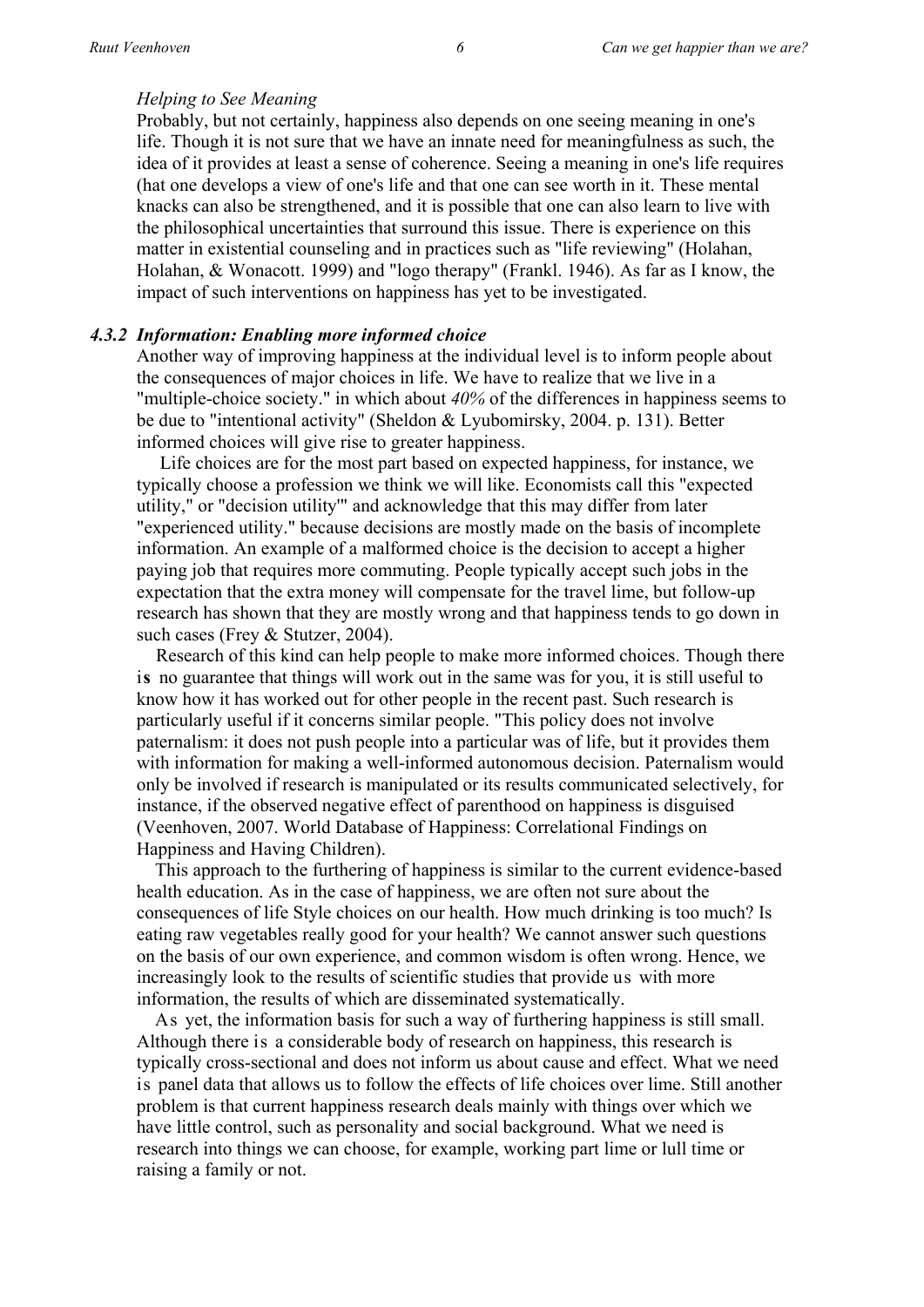*Helping to See Meaning*

Probably, but not certainly, happiness also depends on one seeing meaning in one's life. Though it is not sure that we have an innate need for meaningfulness as such, the idea of it provides at least a sense of coherence. Seeing a meaning in one's life requires (hat one develops a view of one's life and that one can see worth in it. These mental knacks can also be strengthened, and it is possible that one can also learn to live with the philosophical uncertainties that surround this issue. There is experience on this matter in existential counseling and in practices such as "life reviewing" (Holahan, Holahan, & Wonacott. 1999) and "logo therapy" (Frankl. 1946). As far as I know, the impact of such interventions on happiness has yet to be investigated.

### *4.3.2 Information: Enabling more informed choice*

Another way of improving happiness at the individual level is to inform people about the consequences of major choices in life. We have to realize that we live in a "multiple-choice society." in which about *40%* of the differences in happiness seems to be due to "intentional activity" (Sheldon & Lyubomirsky, 2004. p. 131). Better informed choices will give rise to greater happiness.

Life choices are for the most part based on expected happiness, for instance, we typically choose a profession we think we will like. Economists call this "expected utility," or "decision utility'" and acknowledge that this may differ from later "experienced utility." because decisions are mostly made on the basis of incomplete information. An example of a malformed choice is the decision to accept a higher paying job that requires more commuting. People typically accept such jobs in the expectation that the extra money will compensate for the travel lime, but follow-up research has shown that they are mostly wrong and that happiness tends to go down in such cases (Frey & Stutzer, 2004).

Research of this kind can help people to make more informed choices. Though there is no guarantee that things will work out in the same was for you, it is still useful to know how it has worked out for other people in the recent past. Such research is particularly useful if it concerns similar people. "This policy does not involve paternalism: it does not push people into a particular was of life, but it provides them with information for making a well-informed autonomous decision. Paternalism would only be involved if research is manipulated or its results communicated selectively, for instance, if the observed negative effect of parenthood on happiness is disguised (Veenhoven, 2007. World Database of Happiness: Correlational Findings on Happiness and Having Children).

This approach to the furthering of happiness is similar to the current evidence-based health education. As in the case of happiness, we are often not sure about the consequences of life Style choices on our health. How much drinking is too much? Is eating raw vegetables really good for your health? We cannot answer such questions on the basis of our own experience, and common wisdom is often wrong. Hence, we increasingly look to the results of scientific studies that provide us with more information, the results of which are disseminated systematically.

As yet, the information basis for such a way of furthering happiness is still small. Although there is a considerable body of research on happiness, this research is typically cross-sectional and does not inform us about cause and effect. What we need is panel data that allows us to follow the effects of life choices over lime. Still another problem is that current happiness research deals mainly with things over which we have little control, such as personality and social background. What we need is research into things we can choose, for example, working part lime or lull time or raising a family or not.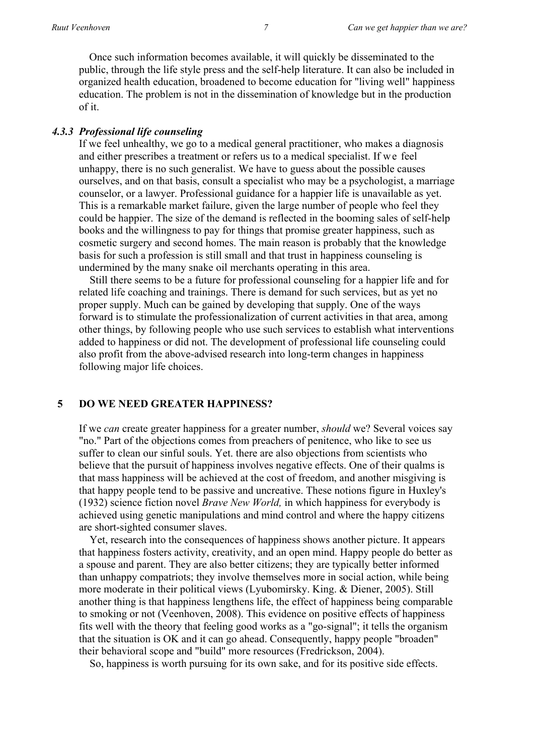Once such information becomes available, it will quickly be disseminated to the public, through the life style press and the self-help literature. It can also be included in organized health education, broadened to become education for "living well" happiness education. The problem is not in the dissemination of knowledge but in the production of it.

### *4.3.3 Professional life counseling*

If we feel unhealthy, we go to a medical general practitioner, who makes a diagnosis and either prescribes a treatment or refers us to a medical specialist. If we feel unhappy, there is no such generalist. We have to guess about the possible causes ourselves, and on that basis, consult a specialist who may be a psychologist, a marriage counselor, or a lawyer. Professional guidance for a happier life is unavailable as yet. This is a remarkable market failure, given the large number of people who feel they could be happier. The size of the demand is reflected in the booming sales of self-help books and the willingness to pay for things that promise greater happiness, such as cosmetic surgery and second homes. The main reason is probably that the knowledge basis for such a profession is still small and that trust in happiness counseling is undermined by the many snake oil merchants operating in this area.

Still there seems to be a future for professional counseling for a happier life and for related life coaching and trainings. There is demand for such services, but as yet no proper supply. Much can be gained by developing that supply. One of the ways forward is to stimulate the professionalization of current activities in that area, among other things, by following people who use such services to establish what interventions added to happiness or did not. The development of professional life counseling could also profit from the above-advised research into long-term changes in happiness following major life choices.

## 5 DO WE NEED GREATER HAPPINESS?

If we *can* create greater happiness for a greater number, *should* we? Several voices say "no." Part of the objections comes from preachers of penitence, who like to see us suffer to clean our sinful souls. Yet. there are also objections from scientists who believe that the pursuit of happiness involves negative effects. One of their qualms is that mass happiness will be achieved at the cost of freedom, and another misgiving is that happy people tend to be passive and uncreative. These notions figure in Huxley's (1932) science fiction novel *Brave New World,* in which happiness for everybody is achieved using genetic manipulations and mind control and where the happy citizens are short-sighted consumer slaves.

Yet, research into the consequences of happiness shows another picture. It appears that happiness fosters activity, creativity, and an open mind. Happy people do better as a spouse and parent. They are also better citizens; they are typically better informed than unhappy compatriots; they involve themselves more in social action, while being more moderate in their political views (Lyubomirsky. King. & Diener, 2005). Still another thing is that happiness lengthens life, the effect of happiness being comparable to smoking or not (Veenhoven, 2008). This evidence on positive effects of happiness fits well with the theory that feeling good works as a "go-signal"; it tells the organism that the situation is OK and it can go ahead. Consequently, happy people "broaden" their behavioral scope and "build" more resources (Fredrickson, 2004).

So, happiness is worth pursuing for its own sake, and for its positive side effects.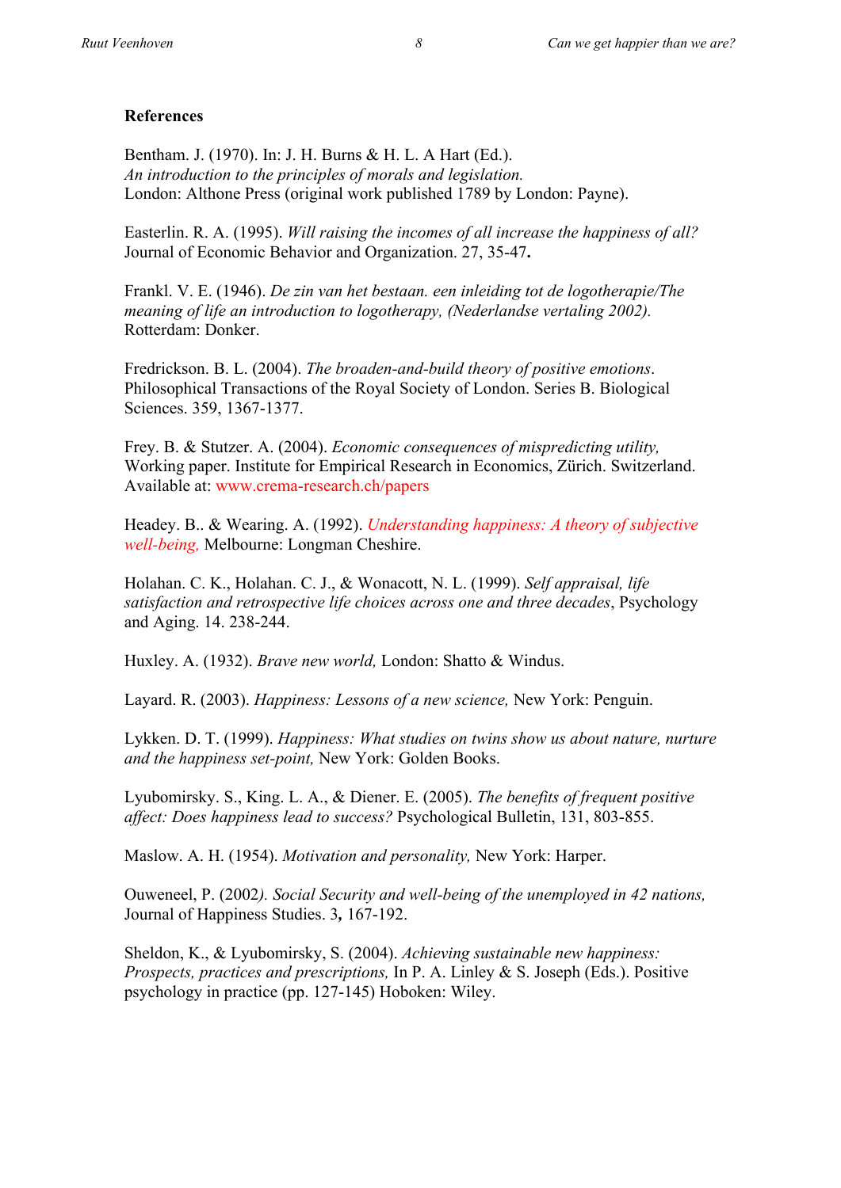**References**

Bentham. J. (1970). In: J. H. Burns & H. L. A Hart (Ed.).
*An introduction to the principles of morals and legislation.*
London: Althone Press (original work published 1789 by London: Payne).

Easterlin. R. A. (1995). *Will raising the incomes of all increase the happiness of all?* Journal of Economic Behavior and Organization. 27, 35-47**.**

Frankl. V. E. (1946). *De zin van het bestaan. een inleiding tot de logotherapie/The meaning of life an introduction to logotherapy, (Nederlandse vertaling 2002).* Rotterdam: Donker.

Fredrickson. B. L. (2004). *The broaden-and-build theory of positive emotions*. Philosophical Transactions of the Royal Society of London. Series B. Biological Sciences. 359, 1367-1377.

Frey. B. & Stutzer. A. (2004). *Economic consequences of mispredicting utility,* Working paper. Institute for Empirical Research in Economics, Zürich. Switzerland. Available at: www.crema-research.ch/papers

Headey. B.. & Wearing. A. (1992). *Understanding happiness: A theory of subjective well-being,* Melbourne: Longman Cheshire.

Holahan. C. K., Holahan. C. J., & Wonacott, N. L. (1999). *Self appraisal, life satisfaction and retrospective life choices across one and three decades*, Psychology and Aging. 14. 238-244.

Huxley. A. (1932). *Brave new world,* London: Shatto & Windus.

Layard. R. (2003). *Happiness: Lessons of a new science,* New York: Penguin.

Lykken. D. T. (1999). *Happiness: What studies on twins show us about nature, nurture and the happiness set-point,* New York: Golden Books.

Lyubomirsky. S., King. L. A., & Diener. E. (2005). *The benefits of frequent positive affect: Does happiness lead to success?* Psychological Bulletin, 131, 803-855.

Maslow. A. H. (1954). *Motivation and personality,* New York: Harper.

Ouweneel, P. (2002*). Social Security and well-being of the unemployed in 42 nations,* Journal of Happiness Studies. 3**,** 167-192.

Sheldon, K., & Lyubomirsky, S. (2004). *Achieving sustainable new happiness: Prospects, practices and prescriptions,* In P. A. Linley & S. Joseph (Eds.). Positive psychology in practice (pp. 127-145) Hoboken: Wiley.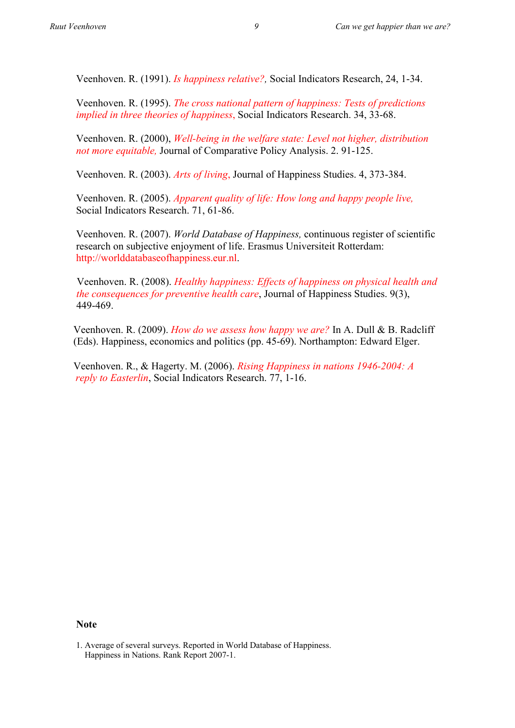Veenhoven. R. (1991). *Is happiness relative?,* Social Indicators Research, 24, 1-34.

Veenhoven. R. (1995). *The cross national pattern of happiness: Tests of predictions implied in three theories of happiness*, Social Indicators Research. 34, 33-68.

Veenhoven. R. (2000), *Well-being in the welfare state: Level not higher, distribution not more equitable,* Journal of Comparative Policy Analysis. 2. 91-125.

Veenhoven. R. (2003). *Arts of living*, Journal of Happiness Studies. 4, 373-384.

Veenhoven. R. (2005). *Apparent quality of life: How long and happy people live,* Social Indicators Research. 71, 61-86.

Veenhoven. R. (2007). *World Database of Happiness,* continuous register of scientific research on subjective enjoyment of life. Erasmus Universiteit Rotterdam: http://worlddatabaseofhappiness.eur.nl.

Veenhoven. R. (2008). *Healthy happiness: Effects of happiness on physical health and the consequences for preventive health care*, Journal of Happiness Studies. 9(3), 449-469.

Veenhoven. R. (2009). *How do we assess how happy we are?* In A. Dull & B. Radcliff (Eds). Happiness, economics and politics (pp. 45-69). Northampton: Edward Elger.

Veenhoven. R., & Hagerty. M. (2006). *Rising Happiness in nations 1946-2004: A reply to Easterlin*, Social Indicators Research. 77, 1-16.

**Note**

1. Average of several surveys. Reported in World Database of Happiness. Happiness in Nations. Rank Report 2007-1.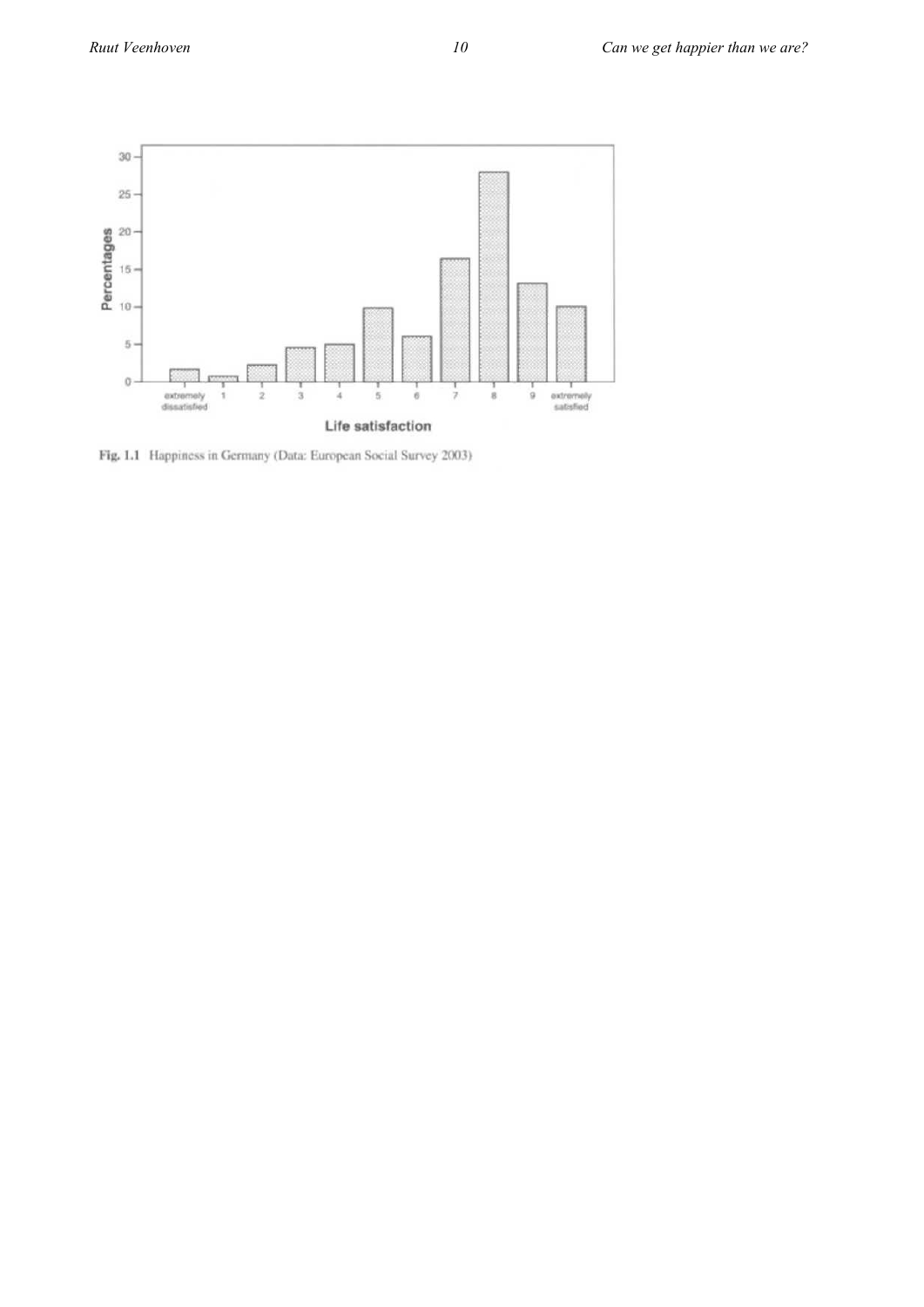Fig. 1.1 Happiness in Germany (Data: European Social Survey 2003)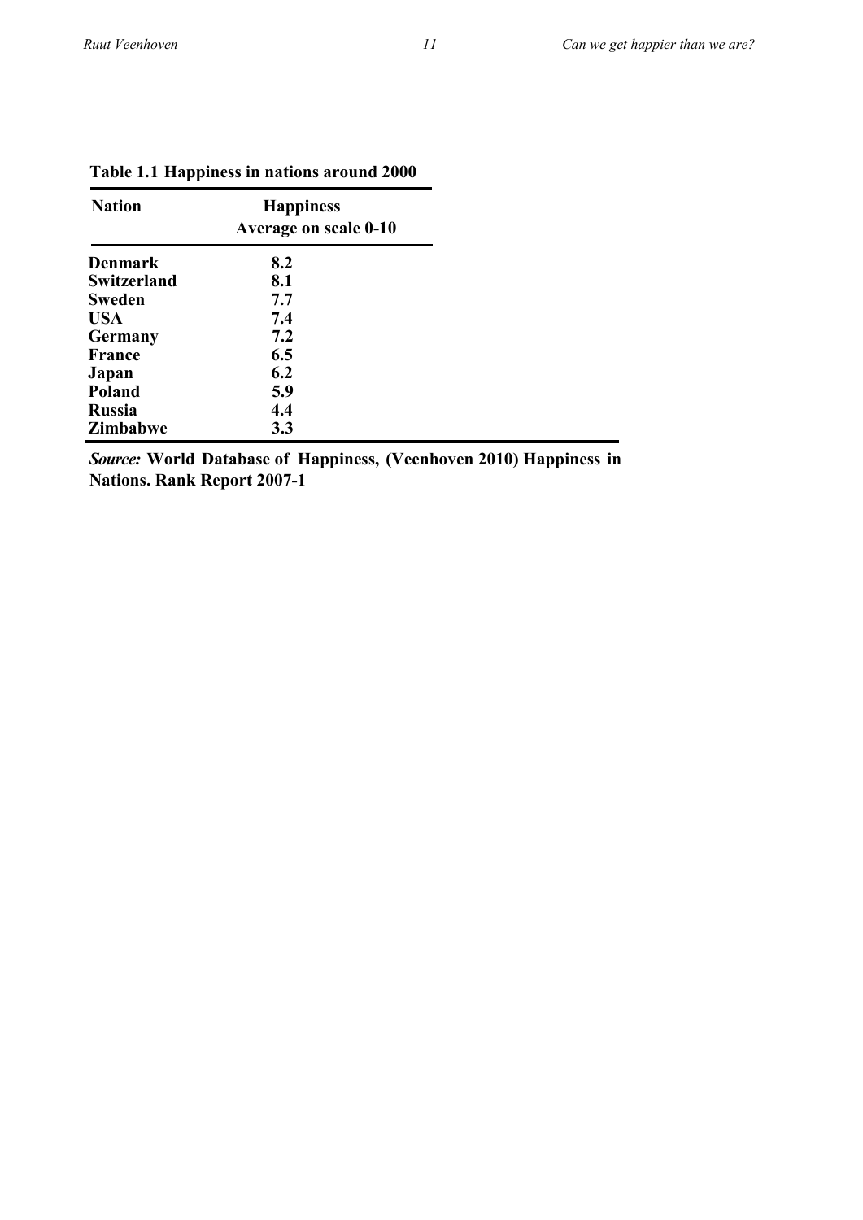**Table 1.1 Happiness in nations around 2000**

| Nation | Happiness<br>Average on scale 0-10 |
|---|---|
| Denmark | 8.2 |
| Switzerland | 8.1 |
| Sweden | 7.7 |
| USA | 7.4 |
| Germany | 7.2 |
| France | 6.5 |
| Japan | 6.2 |
| Poland | 5.9 |
| Russia | 4.4 |
| Zimbabwe | 3.3 |

***Source:*** **World Database of Happiness, (Veenhoven 2010) Happiness in Nations. Rank Report 2007-1**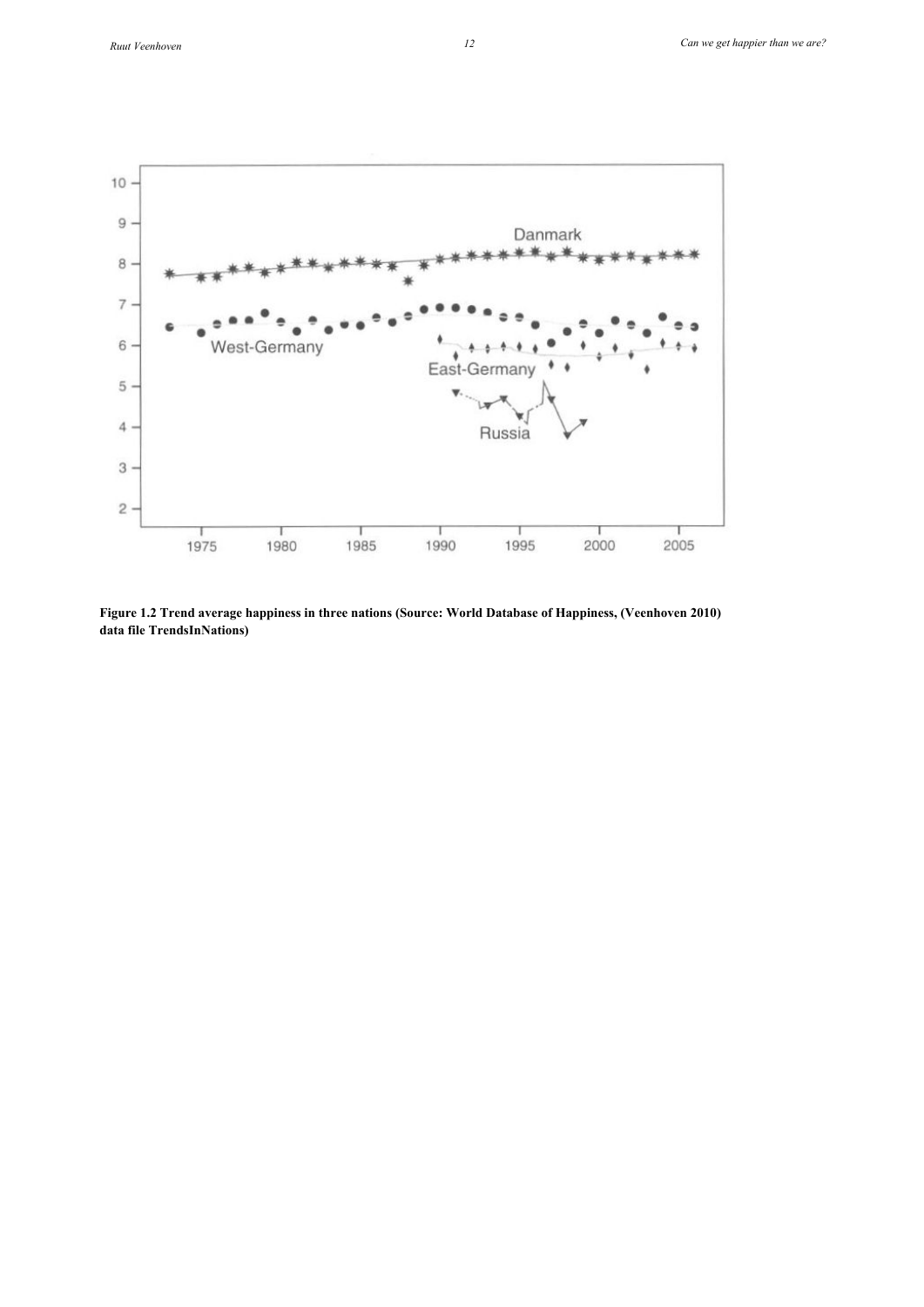**Figure 1.2 Trend average happiness in three nations (Source: World Database of Happiness, (Veenhoven 2010) data file TrendsInNations)**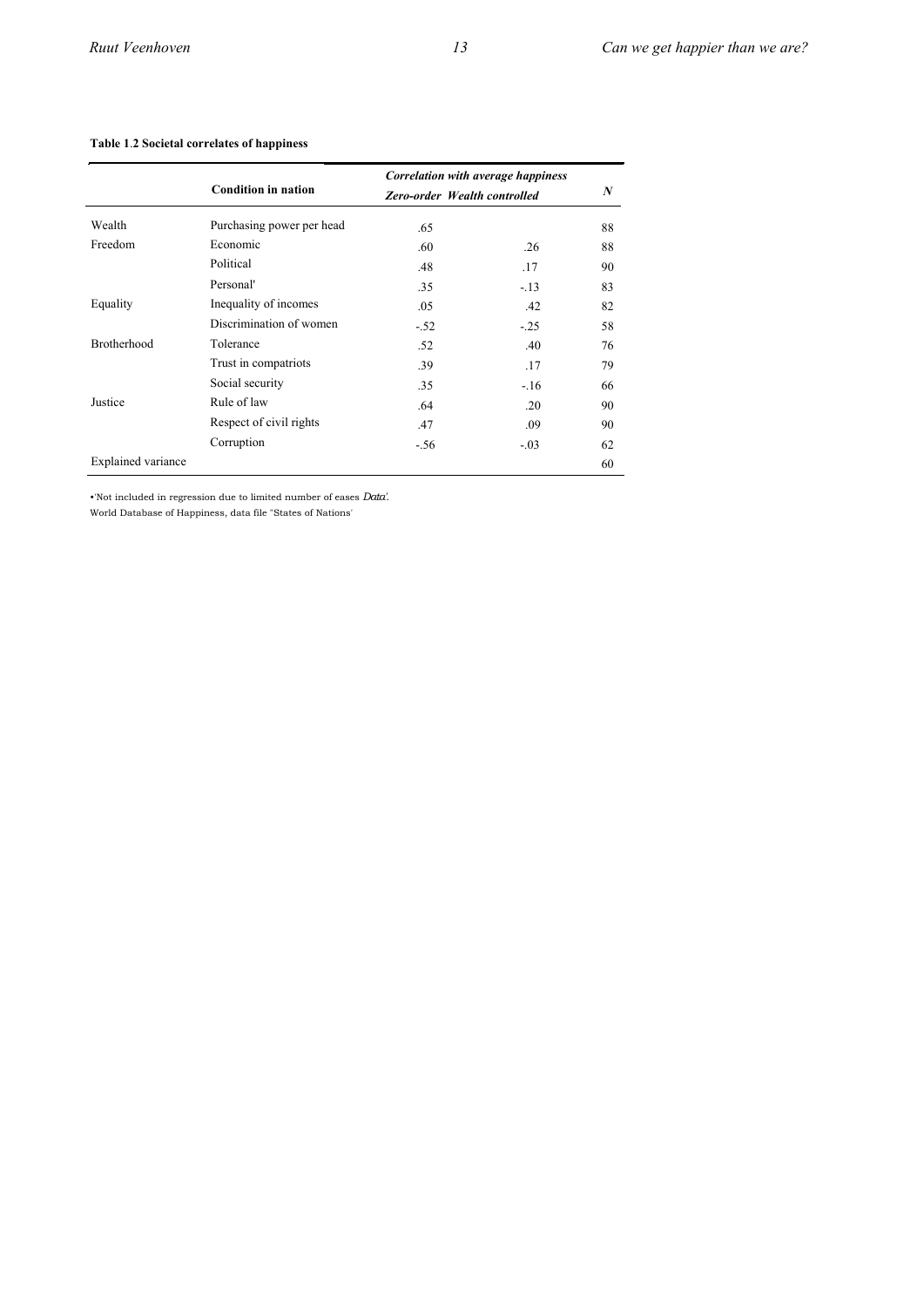**Table 1.2 Societal correlates of happiness**

| | Condition in nation | *Correlation with average happiness* | | *N* |
|---|---|---|---|---|
| | | *Zero-order* | *Wealth controlled* | |
| Wealth | Purchasing power per head | .65 | | 88 |
| Freedom | Economic | .60 | .26 | 88 |
| | Political | .48 | .17 | 90 |
| | Personal' | .35 | -.13 | 83 |
| Equality | Inequality of incomes | .05 | .42 | 82 |
| | Discrimination of women | -.52 | -.25 | 58 |
| Brotherhood | Tolerance | .52 | .40 | 76 |
| | Trust in compatriots | .39 | .17 | 79 |
| | Social security | .35 | -.16 | 66 |
| Justice | Rule of law | .64 | .20 | 90 |
| | Respect of civil rights | .47 | .09 | 90 |
| | Corruption | -.56 | -.03 | 62 |
| Explained variance | | | | 60 |

•'Not included in regression due to limited number of eases *Data'.*
World Database of Happiness, data file "States of Nations'